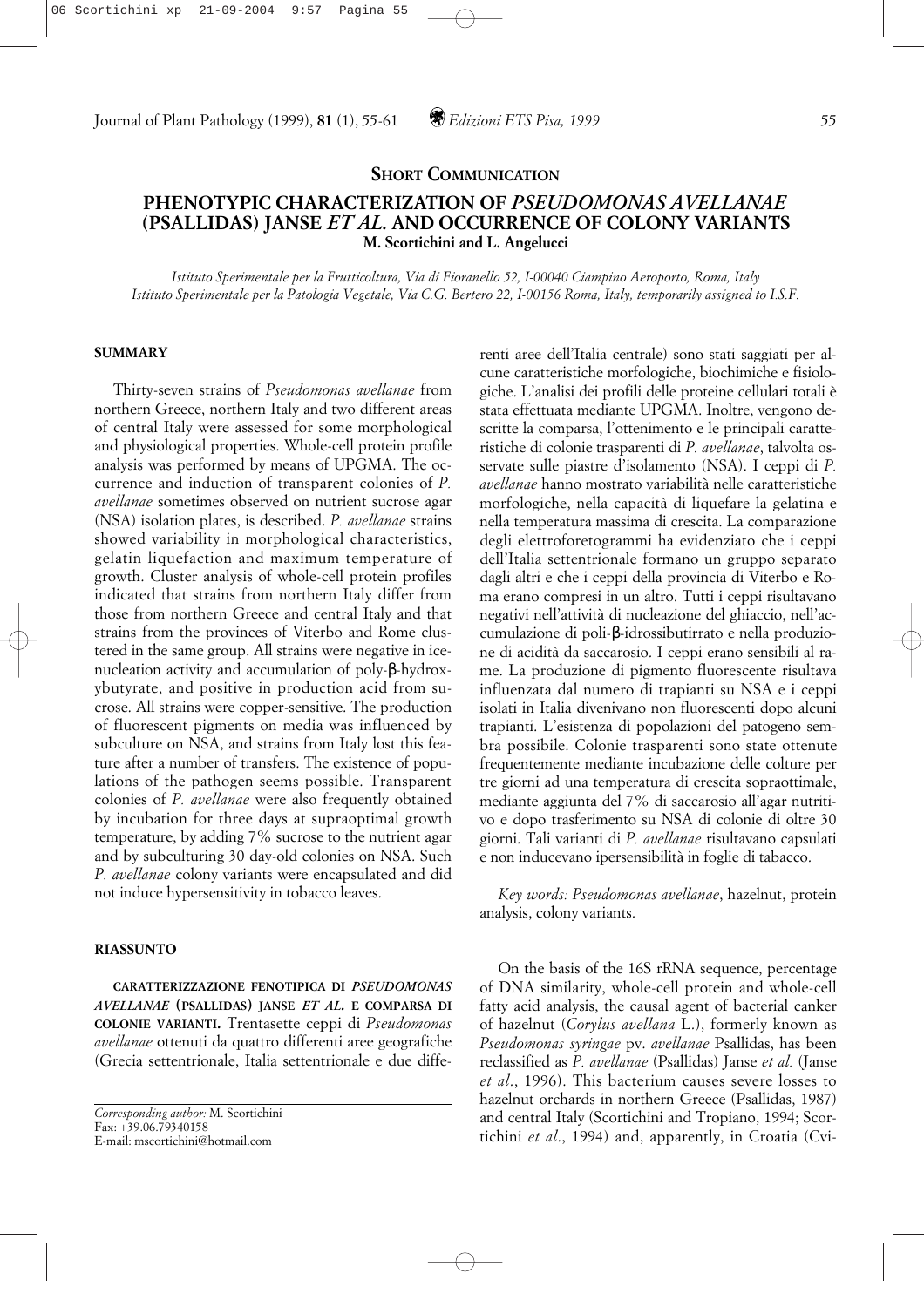**SHORT COMMUNICATION**

# PHENOTYPIC CHARACTERIZATION OF *PSEUDOMONAS AVELLANAE* (PSALLIDAS) JANSE *ET AL.* AND OCCURRENCE OF COLONY VARIANTS

**M. Scortichini and L. Angelucci**

*Istituto Sperimentale per la Frutticoltura, Via di Fioranello 52, I-00040 Ciampino Aeroporto, Roma, Italy*
*Istituto Sperimentale per la Patologia Vegetale, Via C.G. Bertero 22, I-00156 Roma, Italy, temporarily assigned to I.S.F.*

## SUMMARY

Thirty-seven strains of *Pseudomonas avellanae* from northern Greece, northern Italy and two different areas of central Italy were assessed for some morphological and physiological properties. Whole-cell protein profile analysis was performed by means of UPGMA. The occurrence and induction of transparent colonies of *P. avellanae* sometimes observed on nutrient sucrose agar (NSA) isolation plates, is described. *P. avellanae* strains showed variability in morphological characteristics, gelatin liquefaction and maximum temperature of growth. Cluster analysis of whole-cell protein profiles indicated that strains from northern Italy differ from those from northern Greece and central Italy and that strains from the provinces of Viterbo and Rome clustered in the same group. All strains were negative in ice-nucleation activity and accumulation of poly-β-hydroxybutyrate, and positive in production acid from sucrose. All strains were copper-sensitive. The production of fluorescent pigments on media was influenced by subculture on NSA, and strains from Italy lost this feature after a number of transfers. The existence of populations of the pathogen seems possible. Transparent colonies of *P. avellanae* were also frequently obtained by incubation for three days at supraoptimal growth temperature, by adding 7% sucrose to the nutrient agar and by subculturing 30 day-old colonies on NSA. Such *P. avellanae* colony variants were encapsulated and did not induce hypersensitivity in tobacco leaves.

## RIASSUNTO

**CARATTERIZZAZIONE FENOTIPICA DI *PSEUDOMONAS AVELLANAE* (PSALLIDAS) JANSE *ET AL.* E COMPARSA DI COLONIE VARIANTI.** Trentasette ceppi di *Pseudomonas avellanae* ottenuti da quattro differenti aree geografiche (Grecia settentrionale, Italia settentrionale e due differenti aree dell'Italia centrale) sono stati saggiati per alcune caratteristiche morfologiche, biochimiche e fisiologiche. L'analisi dei profili delle proteine cellulari totali è stata effettuata mediante UPGMA. Inoltre, vengono descritte la comparsa, l'ottenimento e le principali caratteristiche di colonie trasparenti di *P. avellanae*, talvolta osservate sulle piastre d'isolamento (NSA). I ceppi di *P. avellanae* hanno mostrato variabilità nelle caratteristiche morfologiche, nella capacità di liquefare la gelatina e nella temperatura massima di crescita. La comparazione degli elettroforetogrammi ha evidenziato che i ceppi dell'Italia settentrionale formano un gruppo separato dagli altri e che i ceppi della provincia di Viterbo e Roma erano compresi in un altro. Tutti i ceppi risultavano negativi nell'attività di nucleazione del ghiaccio, nell'accumulazione di poli-β-idrossibutirrato e nella produzione di acidità da saccarosio. I ceppi erano sensibili al rame. La produzione di pigmento fluorescente risultava influenzata dal numero di trapianti su NSA e i ceppi isolati in Italia divenivano non fluorescenti dopo alcuni trapianti. L'esistenza di popolazioni del patogeno sembra possibile. Colonie trasparenti sono state ottenute frequentemente mediante incubazione delle colture per tre giorni ad una temperatura di crescita sopraottimale, mediante aggiunta del 7% di saccarosio all'agar nutritivo e dopo trasferimento su NSA di colonie di oltre 30 giorni. Tali varianti di *P. avellanae* risultavano capsulati e non inducevano ipersensibilità in foglie di tabacco.

*Key words: Pseudomonas avellanae*, hazelnut, protein analysis, colony variants.

On the basis of the 16S rRNA sequence, percentage of DNA similarity, whole-cell protein and whole-cell fatty acid analysis, the causal agent of bacterial canker of hazelnut (*Corylus avellana* L.), formerly known as *Pseudomonas syringae* pv. *avellanae* Psallidas, has been reclassified as *P. avellanae* (Psallidas) Janse *et al.* (Janse *et al*., 1996). This bacterium causes severe losses to hazelnut orchards in northern Greece (Psallidas, 1987) and central Italy (Scortichini and Tropiano, 1994; Scortichini *et al*., 1994) and, apparently, in Croatia (Cvi-

*Corresponding author:* M. Scortichini
Fax: +39.06.79340158
E-mail: mscortichini@hotmail.com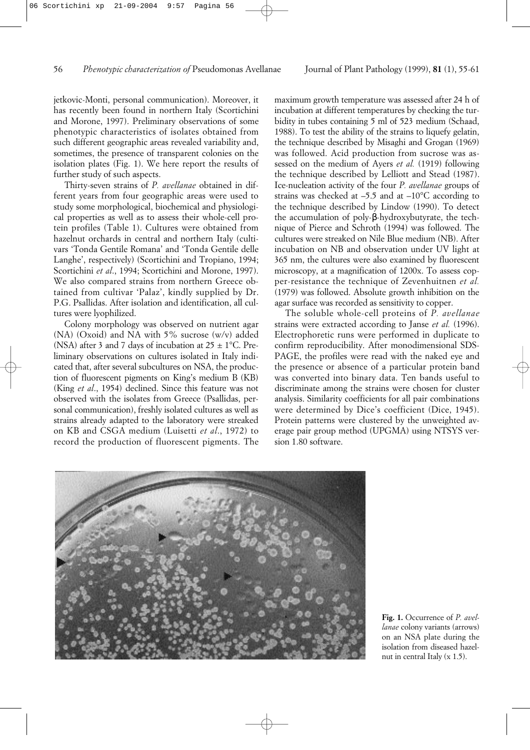jetkovic-Monti, personal communication). Moreover, it has recently been found in northern Italy (Scortichini and Morone, 1997). Preliminary observations of some phenotypic characteristics of isolates obtained from such different geographic areas revealed variability and, sometimes, the presence of transparent colonies on the isolation plates (Fig. 1). We here report the results of further study of such aspects.

Thirty-seven strains of *P. avellanae* obtained in different years from four geographic areas were used to study some morphological, biochemical and physiological properties as well as to assess their whole-cell protein profiles (Table 1). Cultures were obtained from hazelnut orchards in central and northern Italy (cultivars 'Tonda Gentile Romana' and 'Tonda Gentile delle Langhe', respectively) (Scortichini and Tropiano, 1994; Scortichini *et al*., 1994; Scortichini and Morone, 1997). We also compared strains from northern Greece obtained from cultivar 'Palaz', kindly supplied by Dr. P.G. Psallidas. After isolation and identification, all cultures were lyophilized.

Colony morphology was observed on nutrient agar (NA) (Oxoid) and NA with 5% sucrose (w/v) added (NSA) after 3 and 7 days of incubation at $25 \pm 1$°C. Preliminary observations on cultures isolated in Italy indicated that, after several subcultures on NSA, the production of fluorescent pigments on King's medium B (KB) (King *et al*., 1954) declined. Since this feature was not observed with the isolates from Greece (Psallidas, personal communication), freshly isolated cultures as well as strains already adapted to the laboratory were streaked on KB and CSGA medium (Luisetti *et al*., 1972) to record the production of fluorescent pigments. The maximum growth temperature was assessed after 24 h of incubation at different temperatures by checking the turbidity in tubes containing 5 ml of 523 medium (Schaad, 1988). To test the ability of the strains to liquefy gelatin, the technique described by Misaghi and Grogan (1969) was followed. Acid production from sucrose was assessed on the medium of Ayers *et al.* (1919) following the technique described by Lelliott and Stead (1987). Ice-nucleation activity of the four *P. avellanae* groups of strains was checked at –5.5 and at –10°C according to the technique described by Lindow (1990). To detect the accumulation of poly-β-hydroxybutyrate, the technique of Pierce and Schroth (1994) was followed. The cultures were streaked on Nile Blue medium (NB). After incubation on NB and observation under UV light at 365 nm, the cultures were also examined by fluorescent microscopy, at a magnification of 1200x. To assess copper-resistance the technique of Zevenhuitnen *et al.* (1979) was followed. Absolute growth inhibition on the agar surface was recorded as sensitivity to copper.

The soluble whole-cell proteins of *P. avellanae* strains were extracted according to Janse *et al.* (1996). Electrophoretic runs were performed in duplicate to confirm reproducibility. After monodimensional SDS-PAGE, the profiles were read with the naked eye and the presence or absence of a particular protein band was converted into binary data. Ten bands useful to discriminate among the strains were chosen for cluster analysis. Similarity coefficients for all pair combinations were determined by Dice's coefficient (Dice, 1945). Protein patterns were clustered by the unweighted average pair group method (UPGMA) using NTSYS version 1.80 software.

**Fig. 1.** Occurrence of *P. avellanae* colony variants (arrows) on an NSA plate during the isolation from diseased hazelnut in central Italy (x 1.5).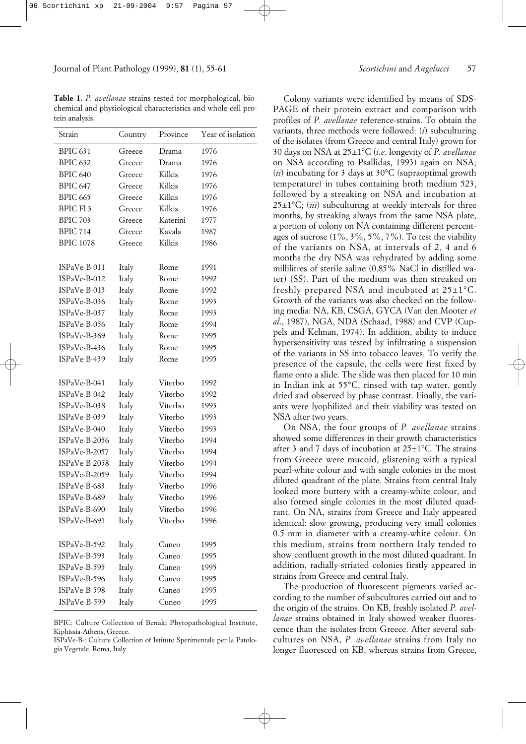**Table 1.** *P. avellanae* strains tested for morphological, biochemical and physiological characteristics and whole-cell protein analysis.

| Strain | Country | Province | Year of isolation |
|---|---|---|---|
| BPIC 631 | Greece | Drama | 1976 |
| BPIC 632 | Greece | Drama | 1976 |
| BPIC 640 | Greece | Kilkis | 1976 |
| BPIC 647 | Greece | Kilkis | 1976 |
| BPIC 665 | Greece | Kilkis | 1976 |
| BPIC Fl 3 | Greece | Kilkis | 1976 |
| BPIC 703 | Greece | Katerini | 1977 |
| BPIC 714 | Greece | Kavala | 1987 |
| BPIC 1078 | Greece | Kilkis | 1986 |
| ISPaVe-B-011 | Italy | Rome | 1991 |
| ISPaVe-B-012 | Italy | Rome | 1992 |
| ISPaVe-B-013 | Italy | Rome | 1992 |
| ISPaVe-B-036 | Italy | Rome | 1993 |
| ISPaVe-B-037 | Italy | Rome | 1993 |
| ISPaVe-B-056 | Italy | Rome | 1994 |
| ISPaVe-B-369 | Italy | Rome | 1995 |
| ISPaVe-B-436 | Italy | Rome | 1995 |
| ISPaVe-B-439 | Italy | Rome | 1995 |
| ISPaVe-B-041 | Italy | Viterbo | 1992 |
| ISPaVe-B-042 | Italy | Viterbo | 1992 |
| ISPaVe-B-038 | Italy | Viterbo | 1993 |
| ISPaVe-B-039 | Italy | Viterbo | 1993 |
| ISPaVe-B-040 | Italy | Viterbo | 1993 |
| ISPaVe-B-2056 | Italy | Viterbo | 1994 |
| ISPaVe-B-2057 | Italy | Viterbo | 1994 |
| ISPaVe-B-2058 | Italy | Viterbo | 1994 |
| ISPaVe-B-2059 | Italy | Viterbo | 1994 |
| ISPaVe-B-683 | Italy | Viterbo | 1996 |
| ISPaVe-B-689 | Italy | Viterbo | 1996 |
| ISPaVe-B-690 | Italy | Viterbo | 1996 |
| ISPaVe-B-691 | Italy | Viterbo | 1996 |
| ISPaVe-B-592 | Italy | Cuneo | 1995 |
| ISPaVe-B-593 | Italy | Cuneo | 1995 |
| ISPaVe-B-595 | Italy | Cuneo | 1995 |
| ISPaVe-B-596 | Italy | Cuneo | 1995 |
| ISPaVe-B-598 | Italy | Cuneo | 1995 |
| ISPaVe-B-599 | Italy | Cuneo | 1995 |

BPIC: Culture Collection of Benaki Phytopathological Institute, Kiphissia-Athens, Greece.

ISPaVe-B-: Culture Collection of Istituto Sperimentale per la Patologia Vegetale, Roma, Italy.

Colony variants were identified by means of SDS-PAGE of their protein extract and comparison with profiles of *P. avellanae* reference-strains. To obtain the variants, three methods were followed: (*i*) subculturing of the isolates (from Greece and central Italy) grown for 30 days on NSA at 25±1°C (*i.e.* longevity of *P. avellanae* on NSA according to Psallidas, 1993) again on NSA; (*ii*) incubating for 3 days at 30°C (supraoptimal growth temperature) in tubes containing broth medium 523, followed by a streaking on NSA and incubation at 25±1°C; (*iii*) subculturing at weekly intervals for three months, by streaking always from the same NSA plate, a portion of colony on NA containing different percentages of sucrose (1%, 3%, 5%, 7%). To test the viability of the variants on NSA, at intervals of 2, 4 and 6 months the dry NSA was rehydrated by adding some millilitres of sterile saline (0.85% NaCl in distilled water) (SS). Part of the medium was then streaked on freshly prepared NSA and incubated at 25±1°C. Growth of the variants was also checked on the following media: NA, KB, CSGA, GYCA (Van den Mooter *et al*., 1987), NGA, NDA (Schaad, 1988) and CVP (Cuppels and Kelman, 1974). In addition, ability to induce hypersensitivity was tested by infiltrating a suspension of the variants in SS into tobacco leaves. To verify the presence of the capsule, the cells were first fixed by flame onto a slide. The slide was then placed for 10 min in Indian ink at 55°C, rinsed with tap water, gently dried and observed by phase contrast. Finally, the variants were lyophilized and their viability was tested on NSA after two years.

On NSA, the four groups of *P. avellanae* strains showed some differences in their growth characteristics after 3 and 7 days of incubation at 25±1°C. The strains from Greece were mucoid, glistening with a typical pearl-white colour and with single colonies in the most diluted quadrant of the plate. Strains from central Italy looked more buttery with a creamy-white colour, and also formed single colonies in the most diluted quadrant. On NA, strains from Greece and Italy appeared identical: slow growing, producing very small colonies 0.5 mm in diameter with a creamy-white colour. On this medium, strains from northern Italy tended to show confluent growth in the most diluted quadrant. In addition, radially-striated colonies firstly appeared in strains from Greece and central Italy.

The production of fluorescent pigments varied according to the number of subcultures carried out and to the origin of the strains. On KB, freshly isolated *P. avellanae* strains obtained in Italy showed weaker fluorescence than the isolates from Greece. After several subcultures on NSA, *P. avellanae* strains from Italy no longer fluoresced on KB, whereas strains from Greece,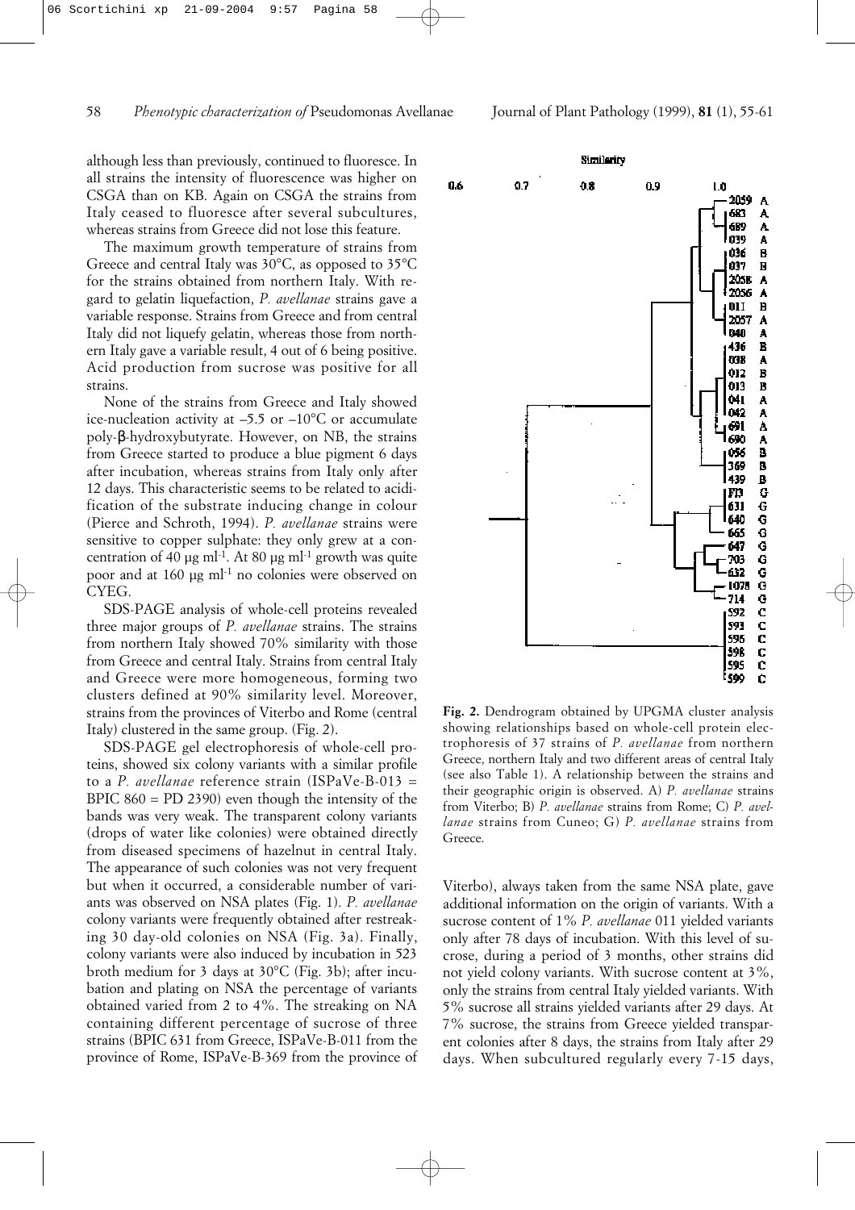although less than previously, continued to fluoresce. In all strains the intensity of fluorescence was higher on CSGA than on KB. Again on CSGA the strains from Italy ceased to fluoresce after several subcultures, whereas strains from Greece did not lose this feature.

The maximum growth temperature of strains from Greece and central Italy was 30°C, as opposed to 35°C for the strains obtained from northern Italy. With regard to gelatin liquefaction, *P. avellanae* strains gave a variable response. Strains from Greece and from central Italy did not liquefy gelatin, whereas those from northern Italy gave a variable result, 4 out of 6 being positive. Acid production from sucrose was positive for all strains.

None of the strains from Greece and Italy showed ice-nucleation activity at –5.5 or –10°C or accumulate poly-β-hydroxybutyrate. However, on NB, the strains from Greece started to produce a blue pigment 6 days after incubation, whereas strains from Italy only after 12 days. This characteristic seems to be related to acidification of the substrate inducing change in colour (Pierce and Schroth, 1994). *P. avellanae* strains were sensitive to copper sulphate: they only grew at a concentration of 40 µg ml$^{-1}$. At 80 µg ml$^{-1}$ growth was quite poor and at 160 µg ml$^{-1}$ no colonies were observed on CYEG.

SDS-PAGE analysis of whole-cell proteins revealed three major groups of *P. avellanae* strains. The strains from northern Italy showed 70% similarity with those from Greece and central Italy. Strains from central Italy and Greece were more homogeneous, forming two clusters defined at 90% similarity level. Moreover, strains from the provinces of Viterbo and Rome (central Italy) clustered in the same group. (Fig. 2).

SDS-PAGE gel electrophoresis of whole-cell proteins, showed six colony variants with a similar profile to a *P. avellanae* reference strain (ISPaVe-B-013 = BPIC 860 = PD 2390) even though the intensity of the bands was very weak. The transparent colony variants (drops of water like colonies) were obtained directly from diseased specimens of hazelnut in central Italy. The appearance of such colonies was not very frequent but when it occurred, a considerable number of variants was observed on NSA plates (Fig. 1). *P. avellanae* colony variants were frequently obtained after restreaking 30 day-old colonies on NSA (Fig. 3a). Finally, colony variants were also induced by incubation in 523 broth medium for 3 days at 30°C (Fig. 3b); after incubation and plating on NSA the percentage of variants obtained varied from 2 to 4%. The streaking on NA containing different percentage of sucrose of three strains (BPIC 631 from Greece, ISPaVe-B-011 from the province of Rome, ISPaVe-B-369 from the province of Viterbo), always taken from the same NSA plate, gave additional information on the origin of variants. With a sucrose content of 1% *P. avellanae* 011 yielded variants only after 78 days of incubation. With this level of sucrose, during a period of 3 months, other strains did not yield colony variants. With sucrose content at 3%, only the strains from central Italy yielded variants. With 5% sucrose all strains yielded variants after 29 days. At 7% sucrose, the strains from Greece yielded transparent colonies after 8 days, the strains from Italy after 29 days. When subcultured regularly every 7-15 days,

**Fig. 2.** Dendrogram obtained by UPGMA cluster analysis showing relationships based on whole-cell protein electrophoresis of 37 strains of *P. avellanae* from northern Greece, northern Italy and two different areas of central Italy (see also Table 1). A relationship between the strains and their geographic origin is observed. A) *P. avellanae* strains from Viterbo; B) *P. avellanae* strains from Rome; C) *P. avellanae* strains from Cuneo; G) *P. avellanae* strains from Greece.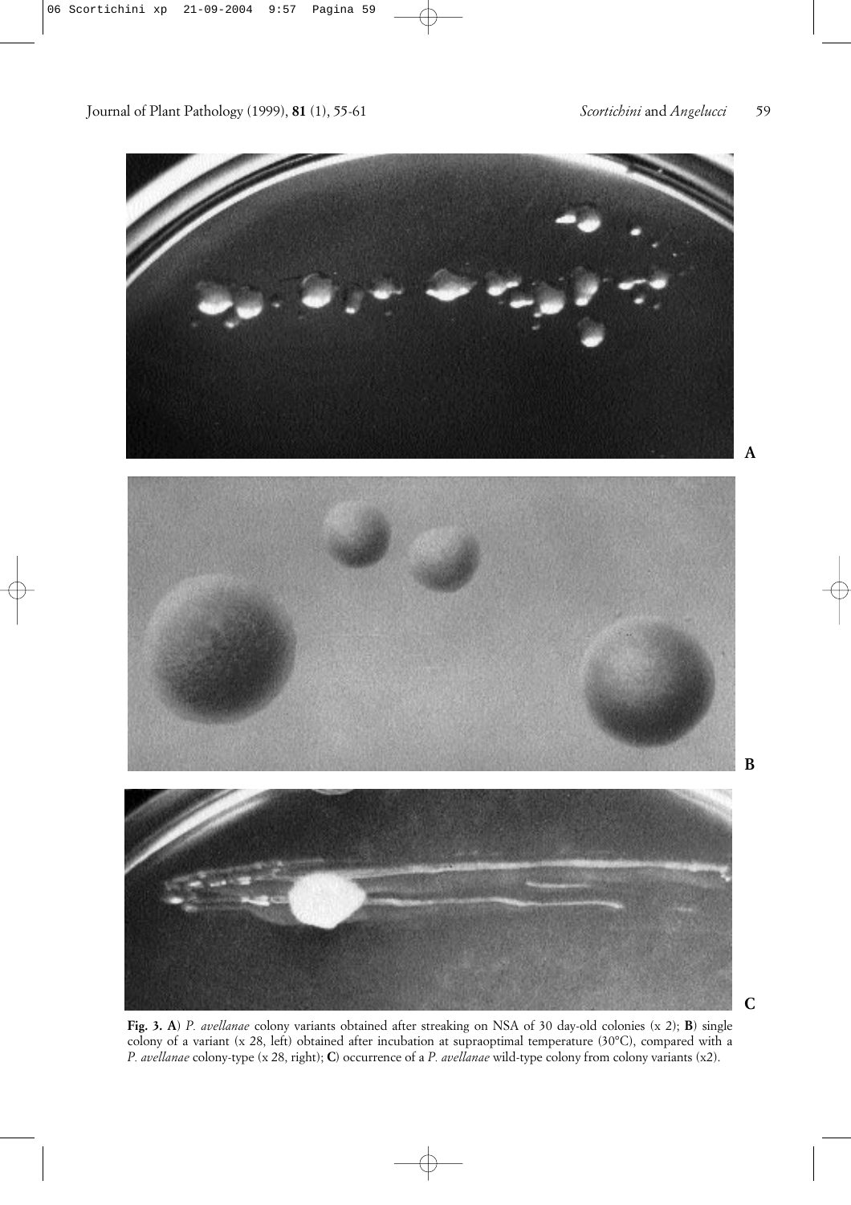**Fig. 3. A**) *P. avellanae* colony variants obtained after streaking on NSA of 30 day-old colonies (x 2); **B**) single colony of a variant (x 28, left) obtained after incubation at supraoptimal temperature (30°C), compared with a *P. avellanae* colony-type (x 28, right); **C**) occurrence of a *P. avellanae* wild-type colony from colony variants (x2).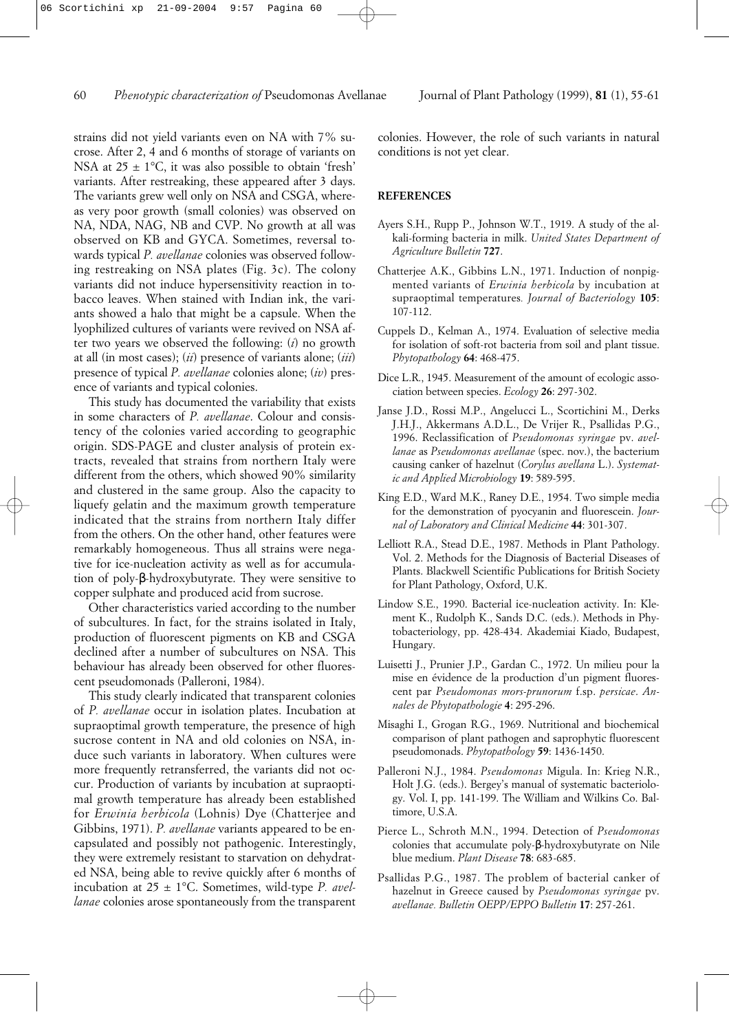strains did not yield variants even on NA with 7% sucrose. After 2, 4 and 6 months of storage of variants on NSA at 25 ± 1°C, it was also possible to obtain 'fresh' variants. After restreaking, these appeared after 3 days. The variants grew well only on NSA and CSGA, whereas very poor growth (small colonies) was observed on NA, NDA, NAG, NB and CVP. No growth at all was observed on KB and GYCA. Sometimes, reversal towards typical *P. avellanae* colonies was observed following restreaking on NSA plates (Fig. 3c). The colony variants did not induce hypersensitivity reaction in tobacco leaves. When stained with Indian ink, the variants showed a halo that might be a capsule. When the lyophilized cultures of variants were revived on NSA after two years we observed the following: (*i*) no growth at all (in most cases); (*ii*) presence of variants alone; (*iii*) presence of typical *P. avellanae* colonies alone; (*iv*) presence of variants and typical colonies.

This study has documented the variability that exists in some characters of *P. avellanae*. Colour and consistency of the colonies varied according to geographic origin. SDS-PAGE and cluster analysis of protein extracts, revealed that strains from northern Italy were different from the others, which showed 90% similarity and clustered in the same group. Also the capacity to liquefy gelatin and the maximum growth temperature indicated that the strains from northern Italy differ from the others. On the other hand, other features were remarkably homogeneous. Thus all strains were negative for ice-nucleation activity as well as for accumulation of poly-β-hydroxybutyrate. They were sensitive to copper sulphate and produced acid from sucrose.

Other characteristics varied according to the number of subcultures. In fact, for the strains isolated in Italy, production of fluorescent pigments on KB and CSGA declined after a number of subcultures on NSA. This behaviour has already been observed for other fluorescent pseudomonads (Palleroni, 1984).

This study clearly indicated that transparent colonies of *P. avellanae* occur in isolation plates. Incubation at supraoptimal growth temperature, the presence of high sucrose content in NA and old colonies on NSA, induce such variants in laboratory. When cultures were more frequently retransferred, the variants did not occur. Production of variants by incubation at supraoptimal growth temperature has already been established for *Erwinia herbicola* (Lohnis) Dye (Chatterjee and Gibbins, 1971). *P. avellanae* variants appeared to be encapsulated and possibly not pathogenic. Interestingly, they were extremely resistant to starvation on dehydrated NSA, being able to revive quickly after 6 months of incubation at 25 ± 1°C. Sometimes, wild-type *P. avellanae* colonies arose spontaneously from the transparent colonies. However, the role of such variants in natural conditions is not yet clear.

## REFERENCES

Ayers S.H., Rupp P., Johnson W.T., 1919. A study of the alkali-forming bacteria in milk. *United States Department of Agriculture Bulletin* **727**.

Chatterjee A.K., Gibbins L.N., 1971. Induction of nonpigmented variants of *Erwinia herbicola* by incubation at supraoptimal temperatures. *Journal of Bacteriology* **105**: 107-112.

Cuppels D., Kelman A., 1974. Evaluation of selective media for isolation of soft-rot bacteria from soil and plant tissue. *Phytopathology* **64**: 468-475.

Dice L.R., 1945. Measurement of the amount of ecologic association between species. *Ecology* **26**: 297-302.

Janse J.D., Rossi M.P., Angelucci L., Scortichini M., Derks J.H.J., Akkermans A.D.L., De Vrijer R., Psallidas P.G., 1996. Reclassification of *Pseudomonas syringae* pv. *avellanae* as *Pseudomonas avellanae* (spec. nov.), the bacterium causing canker of hazelnut (*Corylus avellana* L.). *Systematic and Applied Microbiology* **19**: 589-595.

King E.D., Ward M.K., Raney D.E., 1954. Two simple media for the demonstration of pyocyanin and fluorescein. *Journal of Laboratory and Clinical Medicine* **44**: 301-307.

Lelliott R.A., Stead D.E., 1987. Methods in Plant Pathology. Vol. 2. Methods for the Diagnosis of Bacterial Diseases of Plants. Blackwell Scientific Publications for British Society for Plant Pathology, Oxford, U.K.

Lindow S.E., 1990. Bacterial ice-nucleation activity. In: Klement K., Rudolph K., Sands D.C. (eds.). Methods in Phytobacteriology, pp. 428-434. Akademiai Kiado, Budapest, Hungary.

Luisetti J., Prunier J.P., Gardan C., 1972. Un milieu pour la mise en évidence de la production d'un pigment fluorescent par *Pseudomonas mors-prunorum* f.sp. *persicae*. *Annales de Phytopathologie* **4**: 295-296.

Misaghi I., Grogan R.G., 1969. Nutritional and biochemical comparison of plant pathogen and saprophytic fluorescent pseudomonads. *Phytopathology* **59**: 1436-1450.

Palleroni N.J., 1984. *Pseudomonas* Migula. In: Krieg N.R., Holt J.G. (eds.). Bergey's manual of systematic bacteriology. Vol. I, pp. 141-199. The William and Wilkins Co. Baltimore, U.S.A.

Pierce L., Schroth M.N., 1994. Detection of *Pseudomonas* colonies that accumulate poly-β-hydroxybutyrate on Nile blue medium. *Plant Disease* **78**: 683-685.

Psallidas P.G., 1987. The problem of bacterial canker of hazelnut in Greece caused by *Pseudomonas syringae* pv. *avellanae*. *Bulletin OEPP/EPPO Bulletin* **17**: 257-261.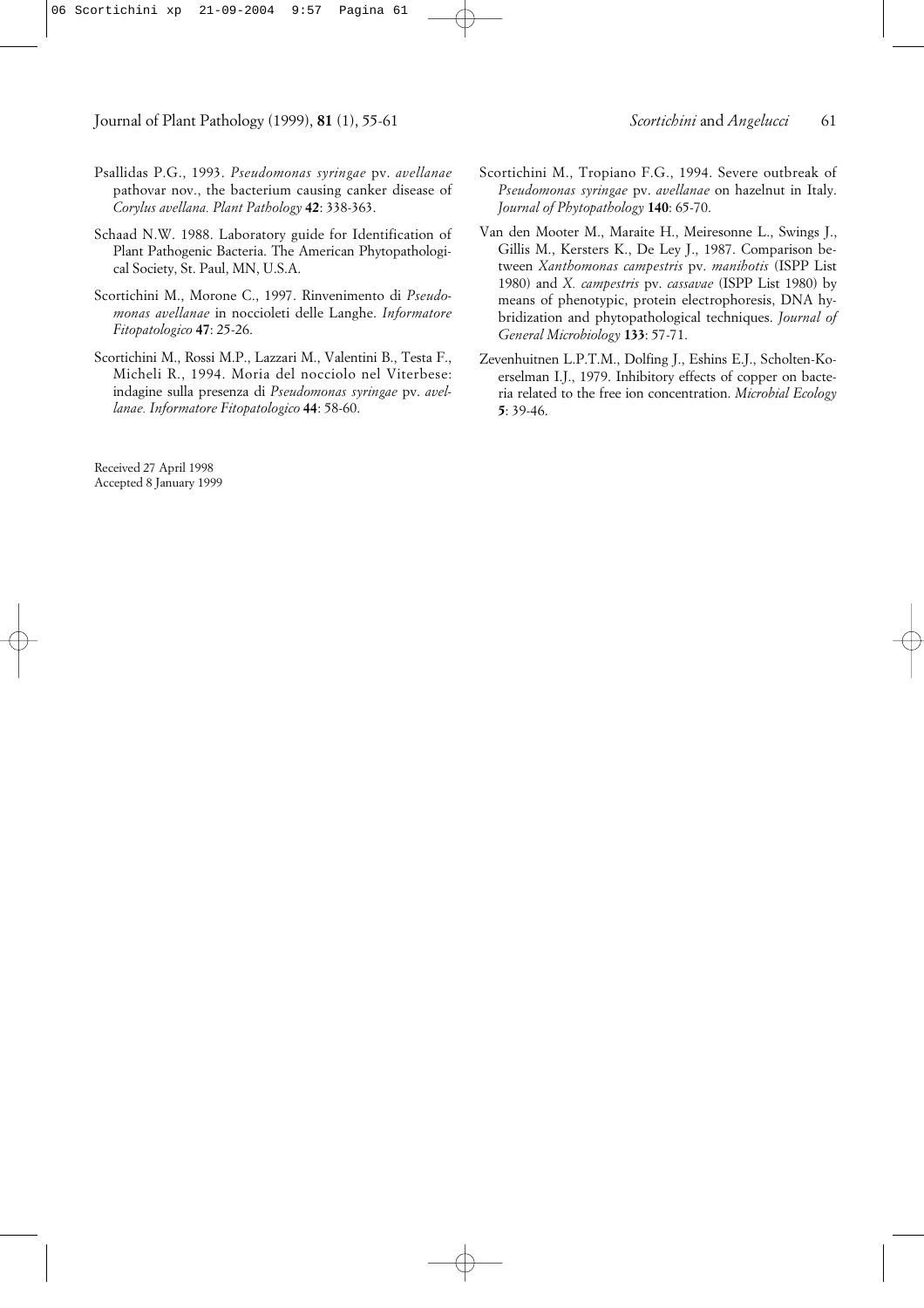Psallidas P.G., 1993. *Pseudomonas syringae* pv. *avellanae* pathovar nov., the bacterium causing canker disease of *Corylus avellana. Plant Pathology* **42**: 338-363.

Schaad N.W. 1988. Laboratory guide for Identification of Plant Pathogenic Bacteria. The American Phytopathological Society, St. Paul, MN, U.S.A.

Scortichini M., Morone C., 1997. Rinvenimento di *Pseudomonas avellanae* in noccioleti delle Langhe. *Informatore Fitopatologico* **47**: 25-26.

Scortichini M., Rossi M.P., Lazzari M., Valentini B., Testa F., Micheli R., 1994. Moria del nocciolo nel Viterbese: indagine sulla presenza di *Pseudomonas syringae* pv. *avellanae. Informatore Fitopatologico* **44**: 58-60.

Received 27 April 1998
Accepted 8 January 1999

Scortichini M., Tropiano F.G., 1994. Severe outbreak of *Pseudomonas syringae* pv. *avellanae* on hazelnut in Italy. *Journal of Phytopathology* **140**: 65-70.

Van den Mooter M., Maraite H., Meiresonne L., Swings J., Gillis M., Kersters K., De Ley J., 1987. Comparison between *Xanthomonas campestris* pv. *manihotis* (ISPP List 1980) and *X. campestris* pv. *cassavae* (ISPP List 1980) by means of phenotypic, protein electrophoresis, DNA hybridization and phytopathological techniques. *Journal of General Microbiology* **133**: 57-71.

Zevenhuitnen L.P.T.M., Dolfing J., Eshins E.J., Scholten-Koerselman I.J., 1979. Inhibitory effects of copper on bacteria related to the free ion concentration. *Microbial Ecology* **5**: 39-46.